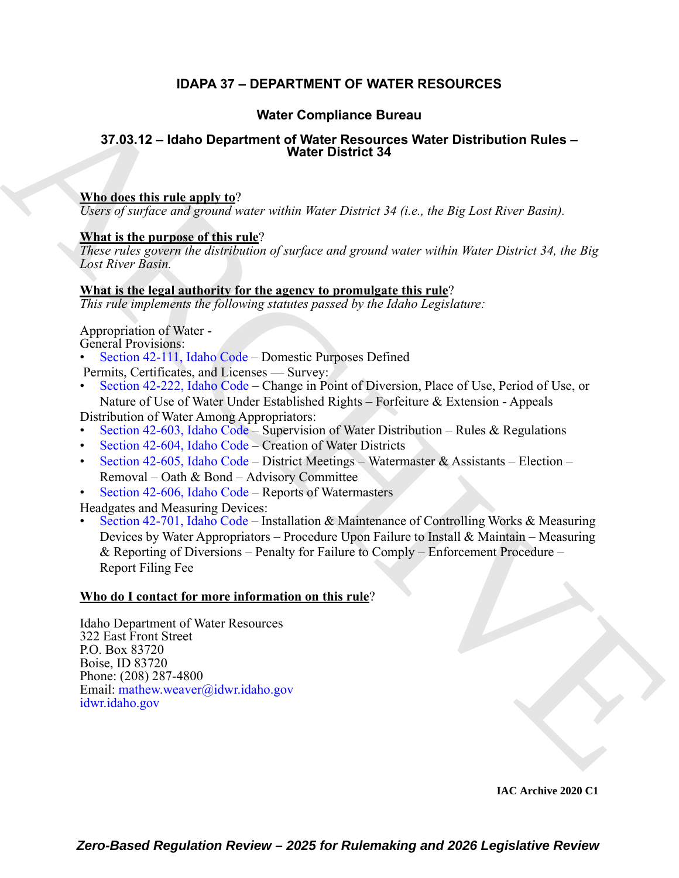# IDAPA 37 – DEPARTMENT OF WATER RESOURCES

## Water Compliance Bureau

## 37.03.12 – Idaho Department of Water Resources Water Distribution Rules – Water District 34

**Who does this rule apply to?**
*Users of surface and ground water within Water District 34 (i.e., the Big Lost River Basin).*

**What is the purpose of this rule?**
*These rules govern the distribution of surface and ground water within Water District 34, the Big Lost River Basin.*

**What is the legal authority for the agency to promulgate this rule?**
*This rule implements the following statutes passed by the Idaho Legislature:*

Appropriation of Water - General Provisions:
- Section 42-111, Idaho Code – Domestic Purposes Defined

Permits, Certificates, and Licenses — Survey:
- Section 42-222, Idaho Code – Change in Point of Diversion, Place of Use, Period of Use, or Nature of Use of Water Under Established Rights – Forfeiture & Extension - Appeals

Distribution of Water Among Appropriators:
- Section 42-603, Idaho Code – Supervision of Water Distribution – Rules & Regulations
- Section 42-604, Idaho Code – Creation of Water Districts
- Section 42-605, Idaho Code – District Meetings – Watermaster & Assistants – Election – Removal – Oath & Bond – Advisory Committee
- Section 42-606, Idaho Code – Reports of Watermasters

Headgates and Measuring Devices:
- Section 42-701, Idaho Code – Installation & Maintenance of Controlling Works & Measuring Devices by Water Appropriators – Procedure Upon Failure to Install & Maintain – Measuring & Reporting of Diversions – Penalty for Failure to Comply – Enforcement Procedure – Report Filing Fee

**Who do I contact for more information on this rule?**

Idaho Department of Water Resources
322 East Front Street
P.O. Box 83720
Boise, ID 83720
Phone: (208) 287-4800
Email: mathew.weaver@idwr.idaho.gov
idwr.idaho.gov

IAC Archive 2020 C1

*Zero-Based Regulation Review – 2025 for Rulemaking and 2026 Legislative Review*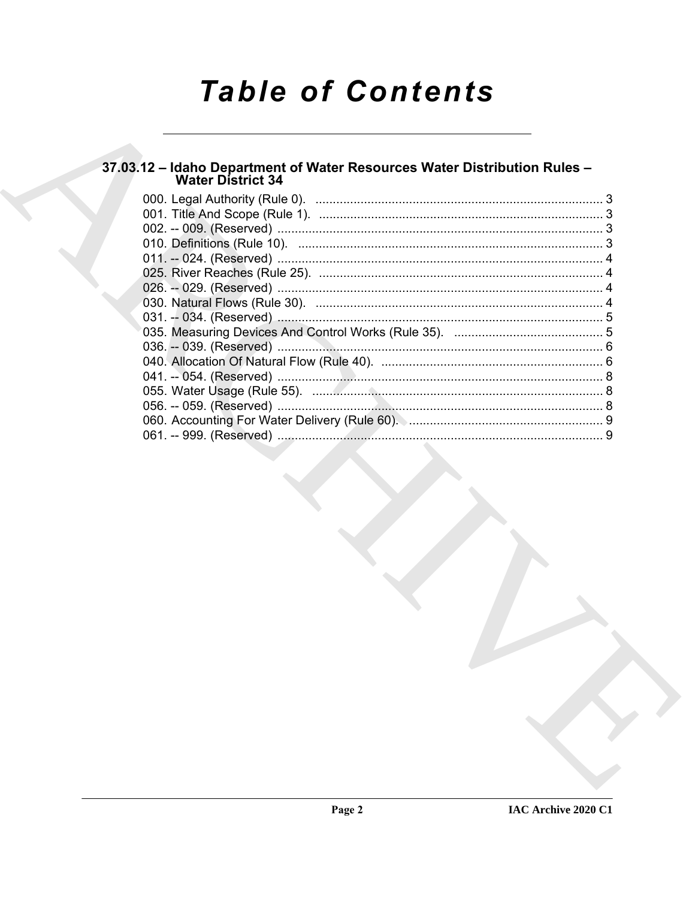# Table of Contents

## 37.03.12 – Idaho Department of Water Resources Water Distribution Rules – Water District 34

000. Legal Authority (Rule 0). ... 3
001. Title And Scope (Rule 1). ... 3
002. -- 009. (Reserved) ... 3
010. Definitions (Rule 10). ... 3
011. -- 024. (Reserved) ... 4
025. River Reaches (Rule 25). ... 4
026. -- 029. (Reserved) ... 4
030. Natural Flows (Rule 30). ... 4
031. -- 034. (Reserved) ... 5
035. Measuring Devices And Control Works (Rule 35). ... 5
036. -- 039. (Reserved) ... 6
040. Allocation Of Natural Flow (Rule 40). ... 6
041. -- 054. (Reserved) ... 8
055. Water Usage (Rule 55). ... 8
056. -- 059. (Reserved) ... 8
060. Accounting For Water Delivery (Rule 60). ... 9
061. -- 999. (Reserved) ... 9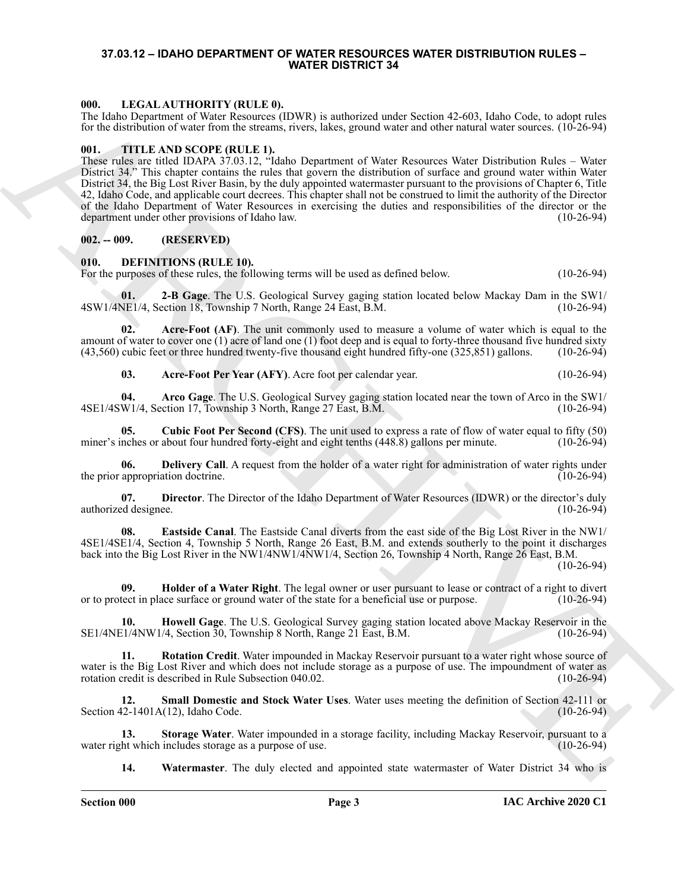## 37.03.12 – IDAHO DEPARTMENT OF WATER RESOURCES WATER DISTRIBUTION RULES – WATER DISTRICT 34

### 000. LEGAL AUTHORITY (RULE 0).

The Idaho Department of Water Resources (IDWR) is authorized under Section 42-603, Idaho Code, to adopt rules for the distribution of water from the streams, rivers, lakes, ground water and other natural water sources. (10-26-94)

### 001. TITLE AND SCOPE (RULE 1).

These rules are titled IDAPA 37.03.12, "Idaho Department of Water Resources Water Distribution Rules – Water District 34." This chapter contains the rules that govern the distribution of surface and ground water within Water District 34, the Big Lost River Basin, by the duly appointed watermaster pursuant to the provisions of Chapter 6, Title 42, Idaho Code, and applicable court decrees. This chapter shall not be construed to limit the authority of the Director of the Idaho Department of Water Resources in exercising the duties and responsibilities of the director or the department under other provisions of Idaho law. (10-26-94)

### 002. -- 009. (RESERVED)

### 010. DEFINITIONS (RULE 10).

For the purposes of these rules, the following terms will be used as defined below. (10-26-94)

**01. 2-B Gage**. The U.S. Geological Survey gaging station located below Mackay Dam in the SW1/4SW1/4NE1/4, Section 18, Township 7 North, Range 24 East, B.M. (10-26-94)

**02. Acre-Foot (AF)**. The unit commonly used to measure a volume of water which is equal to the amount of water to cover one (1) acre of land one (1) foot deep and is equal to forty-three thousand five hundred sixty (43,560) cubic feet or three hundred twenty-five thousand eight hundred fifty-one (325,851) gallons. (10-26-94)

**03. Acre-Foot Per Year (AFY)**. Acre foot per calendar year. (10-26-94)

**04. Arco Gage**. The U.S. Geological Survey gaging station located near the town of Arco in the SW1/4SE1/4SW1/4, Section 17, Township 3 North, Range 27 East, B.M. (10-26-94)

**05. Cubic Foot Per Second (CFS)**. The unit used to express a rate of flow of water equal to fifty (50) miner's inches or about four hundred forty-eight and eight tenths (448.8) gallons per minute. (10-26-94)

**06. Delivery Call**. A request from the holder of a water right for administration of water rights under the prior appropriation doctrine. (10-26-94)

**07. Director**. The Director of the Idaho Department of Water Resources (IDWR) or the director's duly authorized designee. (10-26-94)

**08. Eastside Canal**. The Eastside Canal diverts from the east side of the Big Lost River in the NW1/4SE1/4SE1/4, Section 4, Township 5 North, Range 26 East, B.M. and extends southerly to the point it discharges back into the Big Lost River in the NW1/4NW1/4NW1/4, Section 26, Township 4 North, Range 26 East, B.M. (10-26-94)

**09. Holder of a Water Right**. The legal owner or user pursuant to lease or contract of a right to divert or to protect in place surface or ground water of the state for a beneficial use or purpose. (10-26-94)

**10. Howell Gage**. The U.S. Geological Survey gaging station located above Mackay Reservoir in the SE1/4NE1/4NW1/4, Section 30, Township 8 North, Range 21 East, B.M. (10-26-94)

**11. Rotation Credit**. Water impounded in Mackay Reservoir pursuant to a water right whose source of water is the Big Lost River and which does not include storage as a purpose of use. The impoundment of water as rotation credit is described in Rule Subsection 040.02. (10-26-94)

**12. Small Domestic and Stock Water Uses**. Water uses meeting the definition of Section 42-111 or Section 42-1401A(12), Idaho Code. (10-26-94)

**13. Storage Water**. Water impounded in a storage facility, including Mackay Reservoir, pursuant to a water right which includes storage as a purpose of use. (10-26-94)

**14. Watermaster**. The duly elected and appointed state watermaster of Water District 34 who is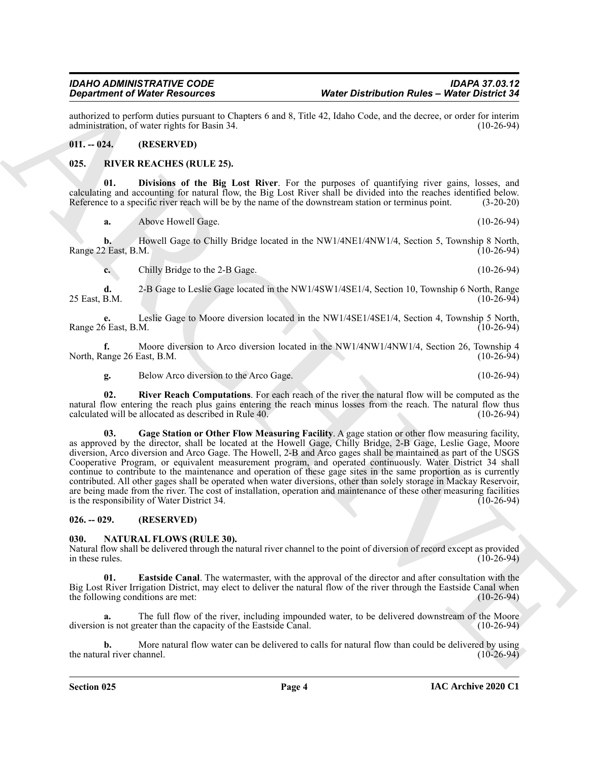authorized to perform duties pursuant to Chapters 6 and 8, Title 42, Idaho Code, and the decree, or order for interim administration, of water rights for Basin 34. (10-26-94)

## 011. -- 024. (RESERVED)

## 025. RIVER REACHES (RULE 25).

**01. Divisions of the Big Lost River**. For the purposes of quantifying river gains, losses, and calculating and accounting for natural flow, the Big Lost River shall be divided into the reaches identified below. Reference to a specific river reach will be by the name of the downstream station or terminus point. (3-20-20)

**a.** Above Howell Gage. (10-26-94)

**b.** Howell Gage to Chilly Bridge located in the NW1/4NE1/4NW1/4, Section 5, Township 8 North, Range 22 East, B.M. (10-26-94)

**c.** Chilly Bridge to the 2-B Gage. (10-26-94)

**d.** 2-B Gage to Leslie Gage located in the NW1/4SW1/4SE1/4, Section 10, Township 6 North, Range 25 East, B.M. (10-26-94)

**e.** Leslie Gage to Moore diversion located in the NW1/4SE1/4SE1/4, Section 4, Township 5 North, Range 26 East, B.M. (10-26-94)

**f.** Moore diversion to Arco diversion located in the NW1/4NW1/4NW1/4, Section 26, Township 4 North, Range 26 East, B.M. (10-26-94)

**g.** Below Arco diversion to the Arco Gage. (10-26-94)

**02. River Reach Computations**. For each reach of the river the natural flow will be computed as the natural flow entering the reach plus gains entering the reach minus losses from the reach. The natural flow thus calculated will be allocated as described in Rule 40. (10-26-94)

**03. Gage Station or Other Flow Measuring Facility**. A gage station or other flow measuring facility, as approved by the director, shall be located at the Howell Gage, Chilly Bridge, 2-B Gage, Leslie Gage, Moore diversion, Arco diversion and Arco Gage. The Howell, 2-B and Arco gages shall be maintained as part of the USGS Cooperative Program, or equivalent measurement program, and operated continuously. Water District 34 shall continue to contribute to the maintenance and operation of these gage sites in the same proportion as is currently contributed. All other gages shall be operated when water diversions, other than solely storage in Mackay Reservoir, are being made from the river. The cost of installation, operation and maintenance of these other measuring facilities is the responsibility of Water District 34. (10-26-94)

## 026. -- 029. (RESERVED)

## 030. NATURAL FLOWS (RULE 30).

Natural flow shall be delivered through the natural river channel to the point of diversion of record except as provided in these rules. (10-26-94)

**01. Eastside Canal**. The watermaster, with the approval of the director and after consultation with the Big Lost River Irrigation District, may elect to deliver the natural flow of the river through the Eastside Canal when the following conditions are met: (10-26-94)

**a.** The full flow of the river, including impounded water, to be delivered downstream of the Moore diversion is not greater than the capacity of the Eastside Canal. (10-26-94)

**b.** More natural flow water can be delivered to calls for natural flow than could be delivered by using the natural river channel. (10-26-94)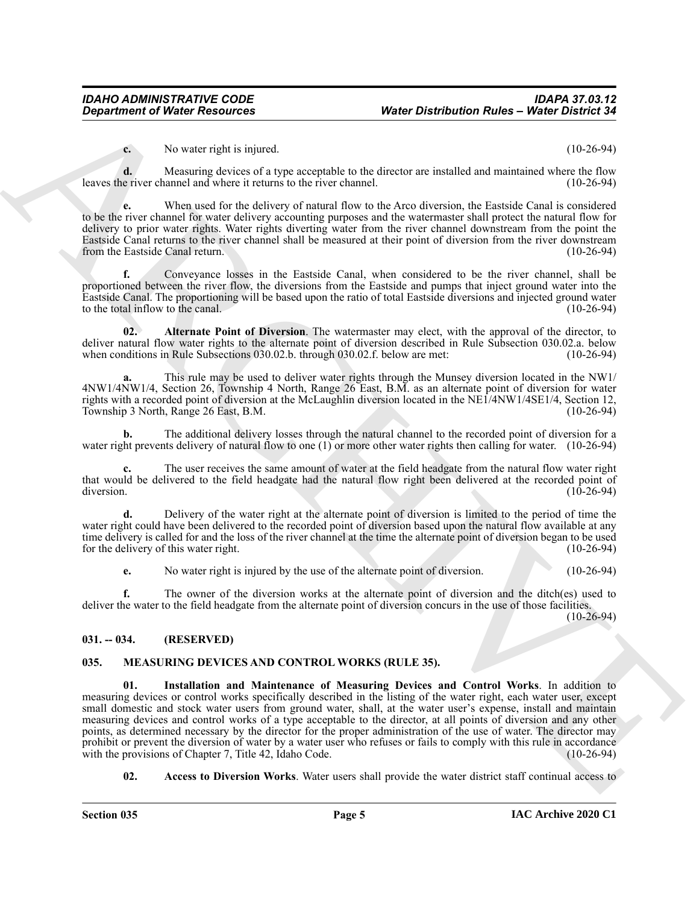**c.** No water right is injured. (10-26-94)

**d.** Measuring devices of a type acceptable to the director are installed and maintained where the flow leaves the river channel and where it returns to the river channel. (10-26-94)

**e.** When used for the delivery of natural flow to the Arco diversion, the Eastside Canal is considered to be the river channel for water delivery accounting purposes and the watermaster shall protect the natural flow for delivery to prior water rights. Water rights diverting water from the river channel downstream from the point the Eastside Canal returns to the river channel shall be measured at their point of diversion from the river downstream from the Eastside Canal return. (10-26-94)

**f.** Conveyance losses in the Eastside Canal, when considered to be the river channel, shall be proportioned between the river flow, the diversions from the Eastside and pumps that inject ground water into the Eastside Canal. The proportioning will be based upon the ratio of total Eastside diversions and injected ground water to the total inflow to the canal. (10-26-94)

**02. Alternate Point of Diversion**. The watermaster may elect, with the approval of the director, to deliver natural flow water rights to the alternate point of diversion described in Rule Subsection 030.02.a. below when conditions in Rule Subsections 030.02.b. through 030.02.f. below are met: (10-26-94)

**a.** This rule may be used to deliver water rights through the Munsey diversion located in the NW1/4NW1/4NW1/4, Section 26, Township 4 North, Range 26 East, B.M. as an alternate point of diversion for water rights with a recorded point of diversion at the McLaughlin diversion located in the NE1/4NW1/4SE1/4, Section 12, Township 3 North, Range 26 East, B.M. (10-26-94)

**b.** The additional delivery losses through the natural channel to the recorded point of diversion for a water right prevents delivery of natural flow to one (1) or more other water rights then calling for water. (10-26-94)

**c.** The user receives the same amount of water at the field headgate from the natural flow water right that would be delivered to the field headgate had the natural flow right been delivered at the recorded point of diversion. (10-26-94)

**d.** Delivery of the water right at the alternate point of diversion is limited to the period of time the water right could have been delivered to the recorded point of diversion based upon the natural flow available at any time delivery is called for and the loss of the river channel at the time the alternate point of diversion began to be used for the delivery of this water right. (10-26-94)

**e.** No water right is injured by the use of the alternate point of diversion. (10-26-94)

**f.** The owner of the diversion works at the alternate point of diversion and the ditch(es) used to deliver the water to the field headgate from the alternate point of diversion concurs in the use of those facilities. (10-26-94)

## 031. -- 034. (RESERVED)

## 035. MEASURING DEVICES AND CONTROL WORKS (RULE 35).

**01. Installation and Maintenance of Measuring Devices and Control Works**. In addition to measuring devices or control works specifically described in the listing of the water right, each water user, except small domestic and stock water users from ground water, shall, at the water user's expense, install and maintain measuring devices and control works of a type acceptable to the director, at all points of diversion and any other points, as determined necessary by the director for the proper administration of the use of water. The director may prohibit or prevent the diversion of water by a water user who refuses or fails to comply with this rule in accordance with the provisions of Chapter 7, Title 42, Idaho Code. (10-26-94)

**02. Access to Diversion Works**. Water users shall provide the water district staff continual access to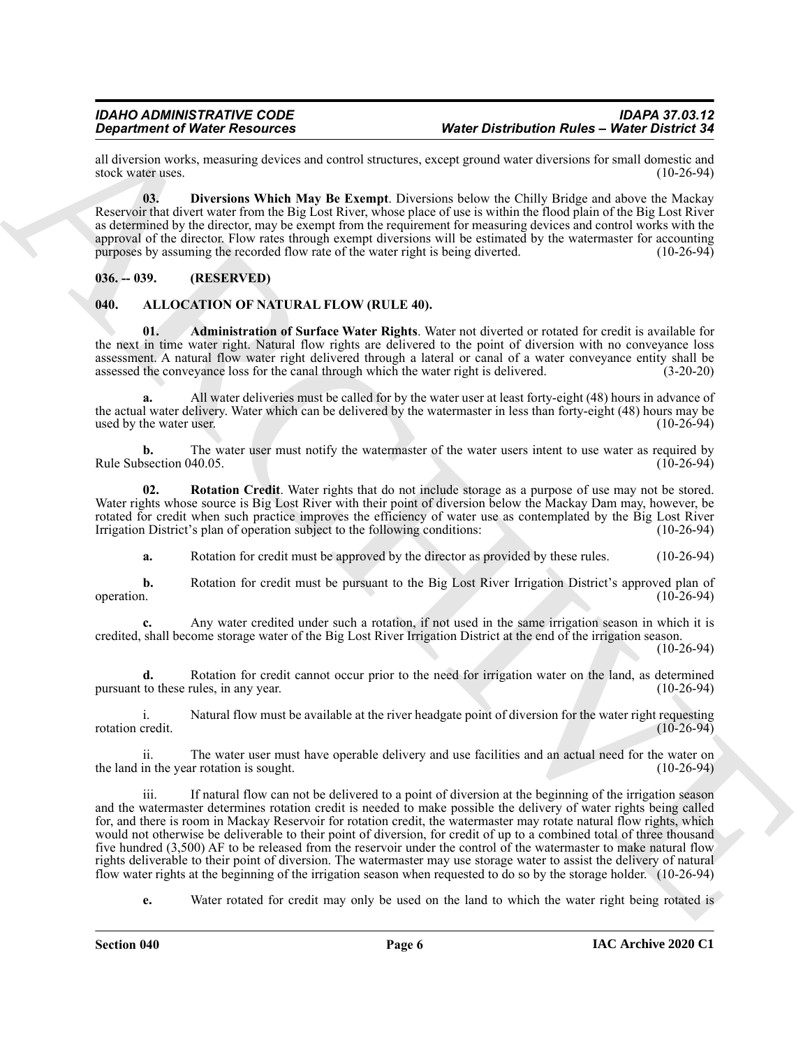all diversion works, measuring devices and control structures, except ground water diversions for small domestic and stock water uses. (10-26-94)

**03. Diversions Which May Be Exempt**. Diversions below the Chilly Bridge and above the Mackay Reservoir that divert water from the Big Lost River, whose place of use is within the flood plain of the Big Lost River as determined by the director, may be exempt from the requirement for measuring devices and control works with the approval of the director. Flow rates through exempt diversions will be estimated by the watermaster for accounting purposes by assuming the recorded flow rate of the water right is being diverted. (10-26-94)

## 036. -- 039. (RESERVED)

## 040. ALLOCATION OF NATURAL FLOW (RULE 40).

**01. Administration of Surface Water Rights**. Water not diverted or rotated for credit is available for the next in time water right. Natural flow rights are delivered to the point of diversion with no conveyance loss assessment. A natural flow water right delivered through a lateral or canal of a water conveyance entity shall be assessed the conveyance loss for the canal through which the water right is delivered. (3-20-20)

**a.** All water deliveries must be called for by the water user at least forty-eight (48) hours in advance of the actual water delivery. Water which can be delivered by the watermaster in less than forty-eight (48) hours may be used by the water user. (10-26-94)

**b.** The water user must notify the watermaster of the water users intent to use water as required by Rule Subsection 040.05. (10-26-94)

**02. Rotation Credit**. Water rights that do not include storage as a purpose of use may not be stored. Water rights whose source is Big Lost River with their point of diversion below the Mackay Dam may, however, be rotated for credit when such practice improves the efficiency of water use as contemplated by the Big Lost River Irrigation District's plan of operation subject to the following conditions: (10-26-94)

**a.** Rotation for credit must be approved by the director as provided by these rules. (10-26-94)

**b.** Rotation for credit must be pursuant to the Big Lost River Irrigation District's approved plan of operation. (10-26-94)

**c.** Any water credited under such a rotation, if not used in the same irrigation season in which it is credited, shall become storage water of the Big Lost River Irrigation District at the end of the irrigation season. (10-26-94)

**d.** Rotation for credit cannot occur prior to the need for irrigation water on the land, as determined pursuant to these rules, in any year. (10-26-94)

i. Natural flow must be available at the river headgate point of diversion for the water right requesting rotation credit. (10-26-94)

ii. The water user must have operable delivery and use facilities and an actual need for the water on the land in the year rotation is sought. (10-26-94)

iii. If natural flow can not be delivered to a point of diversion at the beginning of the irrigation season and the watermaster determines rotation credit is needed to make possible the delivery of water rights being called for, and there is room in Mackay Reservoir for rotation credit, the watermaster may rotate natural flow rights, which would not otherwise be deliverable to their point of diversion, for credit of up to a combined total of three thousand five hundred (3,500) AF to be released from the reservoir under the control of the watermaster to make natural flow rights deliverable to their point of diversion. The watermaster may use storage water to assist the delivery of natural flow water rights at the beginning of the irrigation season when requested to do so by the storage holder. (10-26-94)

**e.** Water rotated for credit may only be used on the land to which the water right being rotated is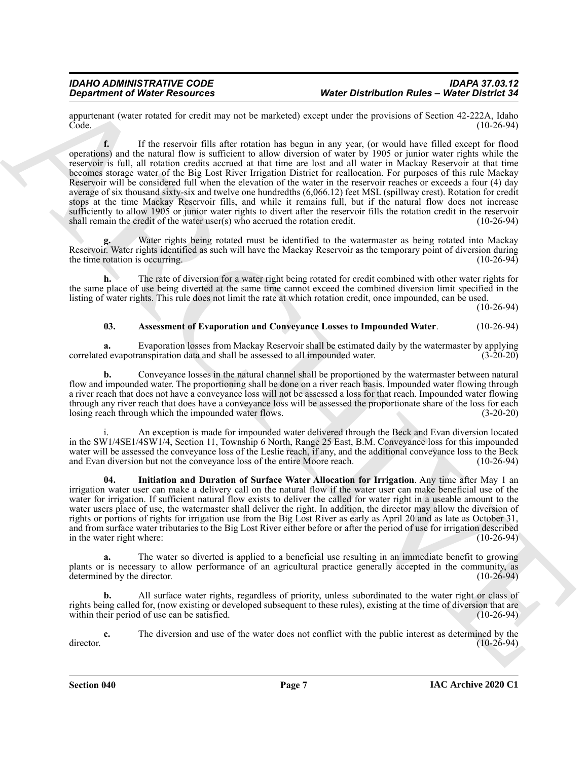appurtenant (water rotated for credit may not be marketed) except under the provisions of Section 42-222A, Idaho Code. (10-26-94)

**f.** If the reservoir fills after rotation has begun in any year, (or would have filled except for flood operations) and the natural flow is sufficient to allow diversion of water by 1905 or junior water rights while the reservoir is full, all rotation credits accrued at that time are lost and all water in Mackay Reservoir at that time becomes storage water of the Big Lost River Irrigation District for reallocation. For purposes of this rule Mackay Reservoir will be considered full when the elevation of the water in the reservoir reaches or exceeds a four (4) day average of six thousand sixty-six and twelve one hundredths (6,066.12) feet MSL (spillway crest). Rotation for credit stops at the time Mackay Reservoir fills, and while it remains full, but if the natural flow does not increase sufficiently to allow 1905 or junior water rights to divert after the reservoir fills the rotation credit in the reservoir shall remain the credit of the water user(s) who accrued the rotation credit. (10-26-94)

**g.** Water rights being rotated must be identified to the watermaster as being rotated into Mackay Reservoir. Water rights identified as such will have the Mackay Reservoir as the temporary point of diversion during the time rotation is occurring. (10-26-94)

**h.** The rate of diversion for a water right being rotated for credit combined with other water rights for the same place of use being diverted at the same time cannot exceed the combined diversion limit specified in the listing of water rights. This rule does not limit the rate at which rotation credit, once impounded, can be used. (10-26-94)

**03. Assessment of Evaporation and Conveyance Losses to Impounded Water**. (10-26-94)

**a.** Evaporation losses from Mackay Reservoir shall be estimated daily by the watermaster by applying correlated evapotranspiration data and shall be assessed to all impounded water. (3-20-20)

**b.** Conveyance losses in the natural channel shall be proportioned by the watermaster between natural flow and impounded water. The proportioning shall be done on a river reach basis. Impounded water flowing through a river reach that does not have a conveyance loss will not be assessed a loss for that reach. Impounded water flowing through any river reach that does have a conveyance loss will be assessed the proportionate share of the loss for each losing reach through which the impounded water flows. (3-20-20)

i. An exception is made for impounded water delivered through the Beck and Evan diversion located in the SW1/4SE1/4SW1/4, Section 11, Township 6 North, Range 25 East, B.M. Conveyance loss for this impounded water will be assessed the conveyance loss of the Leslie reach, if any, and the additional conveyance loss to the Beck and Evan diversion but not the conveyance loss of the entire Moore reach. (10-26-94)

**04. Initiation and Duration of Surface Water Allocation for Irrigation**. Any time after May 1 an irrigation water user can make a delivery call on the natural flow if the water user can make beneficial use of the water for irrigation. If sufficient natural flow exists to deliver the called for water right in a useable amount to the water users place of use, the watermaster shall deliver the right. In addition, the director may allow the diversion of rights or portions of rights for irrigation use from the Big Lost River as early as April 20 and as late as October 31, and from surface water tributaries to the Big Lost River either before or after the period of use for irrigation described in the water right where: (10-26-94)

**a.** The water so diverted is applied to a beneficial use resulting in an immediate benefit to growing plants or is necessary to allow performance of an agricultural practice generally accepted in the community, as determined by the director. (10-26-94)

**b.** All surface water rights, regardless of priority, unless subordinated to the water right or class of rights being called for, (now existing or developed subsequent to these rules), existing at the time of diversion that are within their period of use can be satisfied. (10-26-94)

**c.** The diversion and use of the water does not conflict with the public interest as determined by the director. (10-26-94)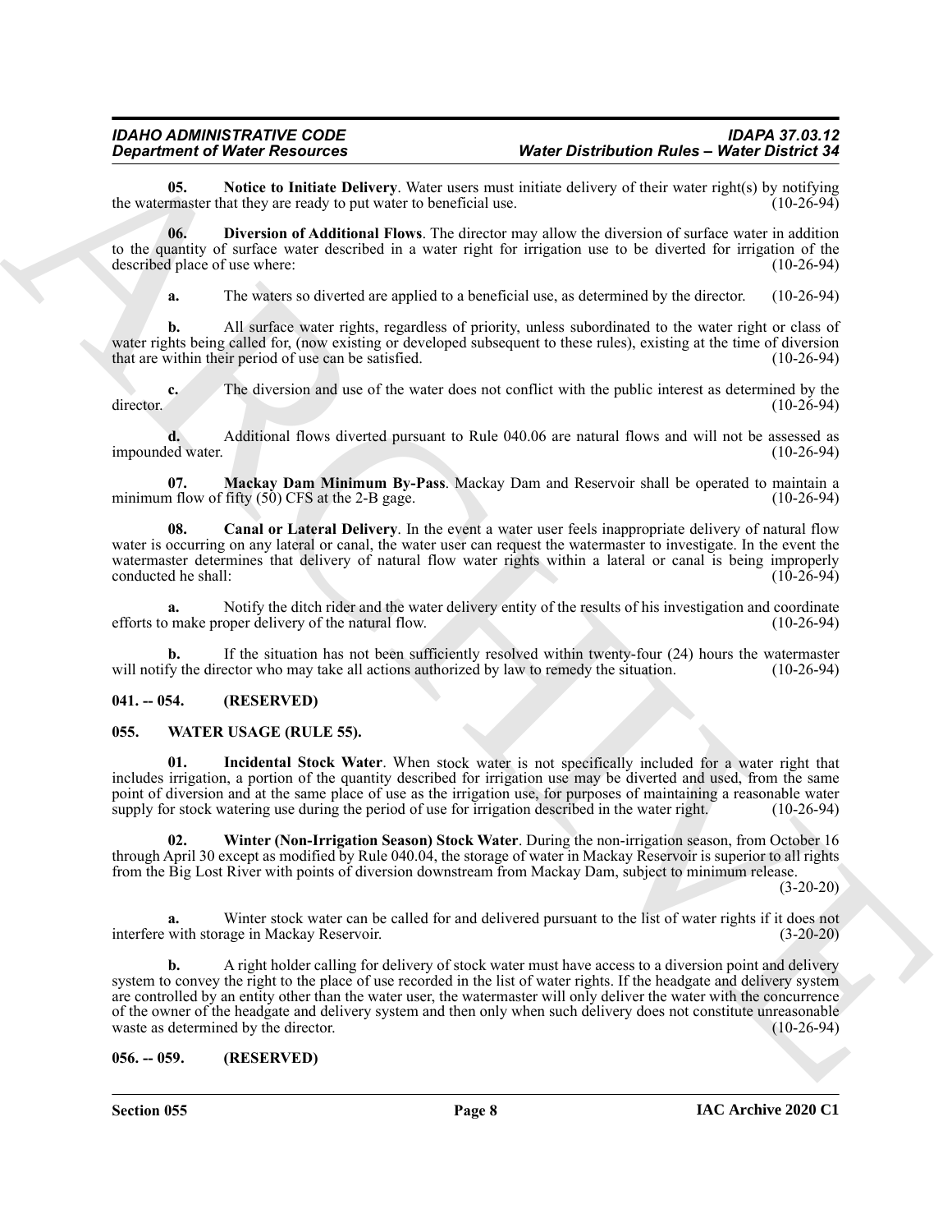**05. Notice to Initiate Delivery**. Water users must initiate delivery of their water right(s) by notifying the watermaster that they are ready to put water to beneficial use. (10-26-94)

**06. Diversion of Additional Flows**. The director may allow the diversion of surface water in addition to the quantity of surface water described in a water right for irrigation use to be diverted for irrigation of the described place of use where: (10-26-94)

**a.** The waters so diverted are applied to a beneficial use, as determined by the director. (10-26-94)

**b.** All surface water rights, regardless of priority, unless subordinated to the water right or class of water rights being called for, (now existing or developed subsequent to these rules), existing at the time of diversion that are within their period of use can be satisfied. (10-26-94)

**c.** The diversion and use of the water does not conflict with the public interest as determined by the director. (10-26-94)

**d.** Additional flows diverted pursuant to Rule 040.06 are natural flows and will not be assessed as impounded water. (10-26-94)

**07. Mackay Dam Minimum By-Pass**. Mackay Dam and Reservoir shall be operated to maintain a minimum flow of fifty (50) CFS at the 2-B gage. (10-26-94)

**08. Canal or Lateral Delivery**. In the event a water user feels inappropriate delivery of natural flow water is occurring on any lateral or canal, the water user can request the watermaster to investigate. In the event the watermaster determines that delivery of natural flow water rights within a lateral or canal is being improperly conducted he shall: (10-26-94)

**a.** Notify the ditch rider and the water delivery entity of the results of his investigation and coordinate efforts to make proper delivery of the natural flow. (10-26-94)

**b.** If the situation has not been sufficiently resolved within twenty-four (24) hours the watermaster will notify the director who may take all actions authorized by law to remedy the situation. (10-26-94)

## 041. -- 054. (RESERVED)

## 055. WATER USAGE (RULE 55).

**01. Incidental Stock Water**. When stock water is not specifically included for a water right that includes irrigation, a portion of the quantity described for irrigation use may be diverted and used, from the same point of diversion and at the same place of use as the irrigation use, for purposes of maintaining a reasonable water supply for stock watering use during the period of use for irrigation described in the water right. (10-26-94)

**02. Winter (Non-Irrigation Season) Stock Water**. During the non-irrigation season, from October 16 through April 30 except as modified by Rule 040.04, the storage of water in Mackay Reservoir is superior to all rights from the Big Lost River with points of diversion downstream from Mackay Dam, subject to minimum release. (3-20-20)

**a.** Winter stock water can be called for and delivered pursuant to the list of water rights if it does not interfere with storage in Mackay Reservoir. (3-20-20)

**b.** A right holder calling for delivery of stock water must have access to a diversion point and delivery system to convey the right to the place of use recorded in the list of water rights. If the headgate and delivery system are controlled by an entity other than the water user, the watermaster will only deliver the water with the concurrence of the owner of the headgate and delivery system and then only when such delivery does not constitute unreasonable waste as determined by the director. (10-26-94)

## 056. -- 059. (RESERVED)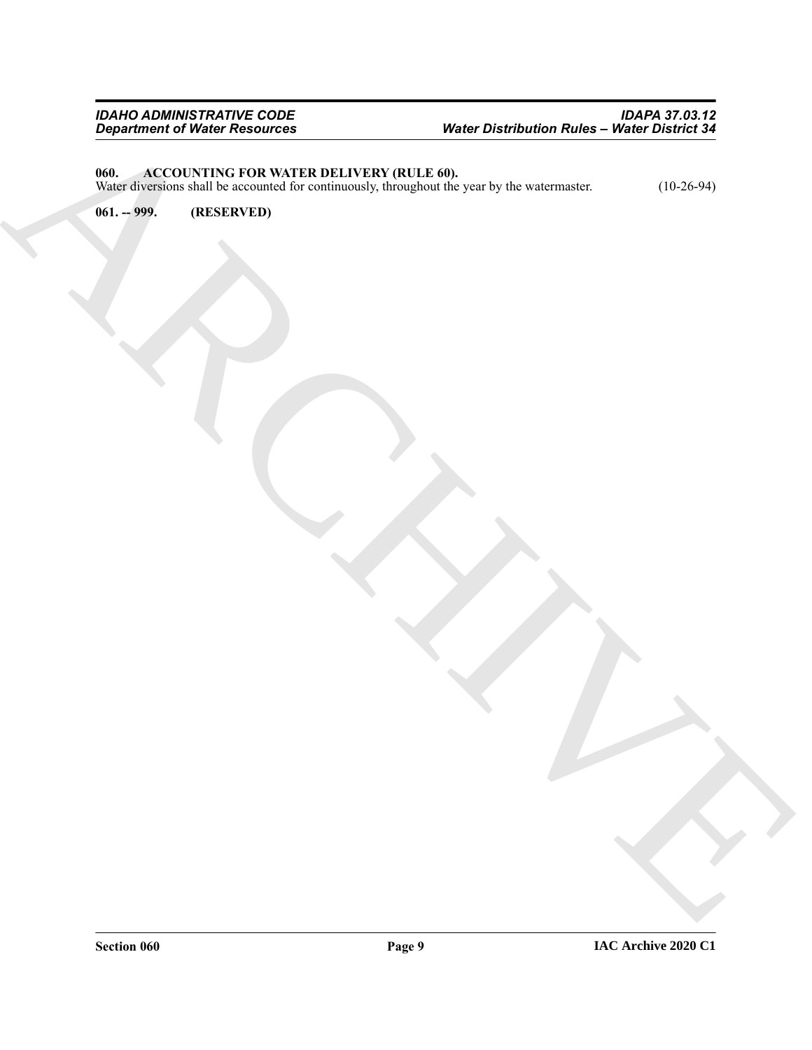**060. ACCOUNTING FOR WATER DELIVERY (RULE 60).**

Water diversions shall be accounted for continuously, throughout the year by the watermaster. (10-26-94)

**061. -- 999. (RESERVED)**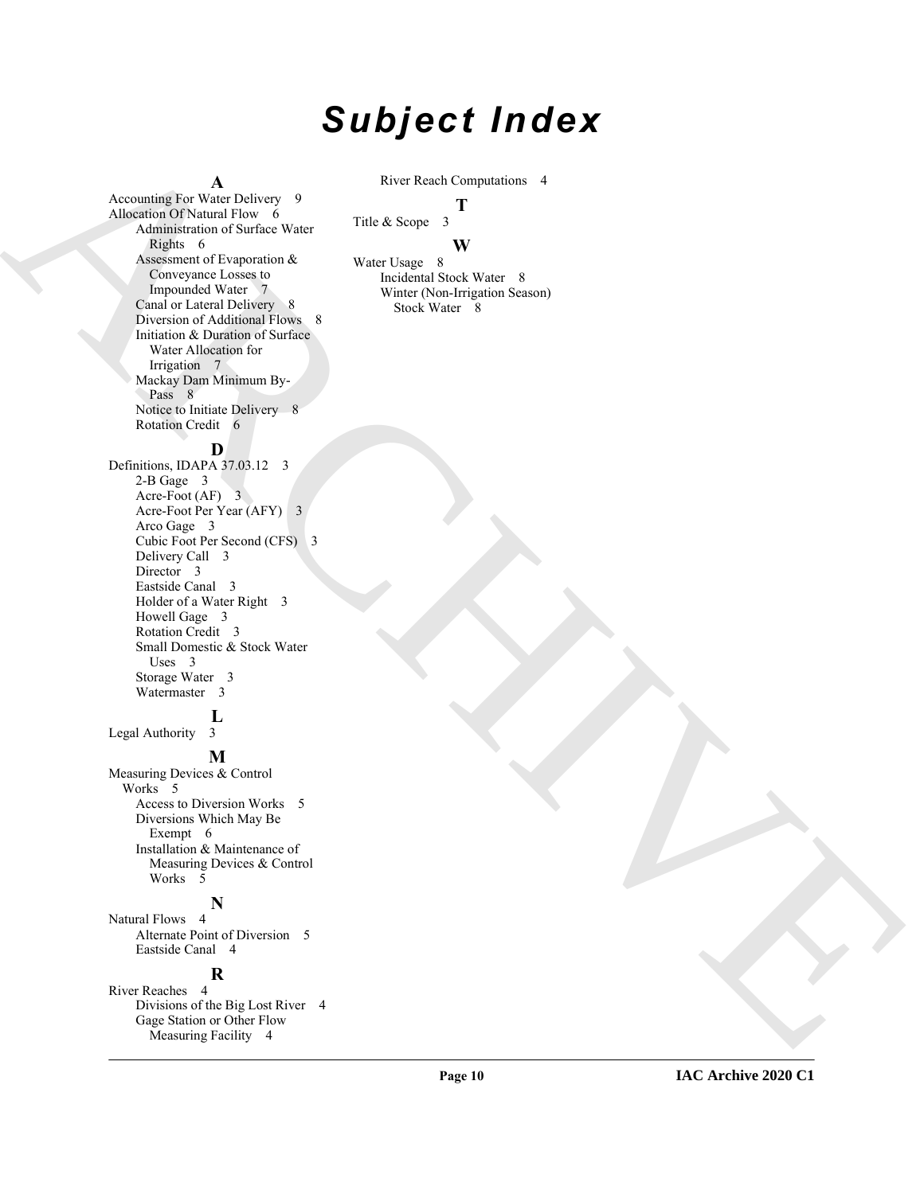# *Subject Index*

**A**

Accounting For Water Delivery 9
Allocation Of Natural Flow 6
  Administration of Surface Water Rights 6
  Assessment of Evaporation & Conveyance Losses to Impounded Water 7
  Canal or Lateral Delivery 8
  Diversion of Additional Flows 8
  Initiation & Duration of Surface Water Allocation for Irrigation 7
  Mackay Dam Minimum By-Pass 8
  Notice to Initiate Delivery 8
  Rotation Credit 6

**D**

Definitions, IDAPA 37.03.12 3
  2-B Gage 3
  Acre-Foot (AF) 3
  Acre-Foot Per Year (AFY) 3
  Arco Gage 3
  Cubic Foot Per Second (CFS) 3
  Delivery Call 3
  Director 3
  Eastside Canal 3
  Holder of a Water Right 3
  Howell Gage 3
  Rotation Credit 3
  Small Domestic & Stock Water Uses 3
  Storage Water 3
  Watermaster 3

**L**

Legal Authority 3

**M**

Measuring Devices & Control Works 5
  Access to Diversion Works 5
  Diversions Which May Be Exempt 6
  Installation & Maintenance of Measuring Devices & Control Works 5

**N**

Natural Flows 4
  Alternate Point of Diversion 5
  Eastside Canal 4

**R**

River Reaches 4
  Divisions of the Big Lost River 4
  Gage Station or Other Flow Measuring Facility 4
  River Reach Computations 4

**T**

Title & Scope 3

**W**

Water Usage 8
  Incidental Stock Water 8
  Winter (Non-Irrigation Season) Stock Water 8